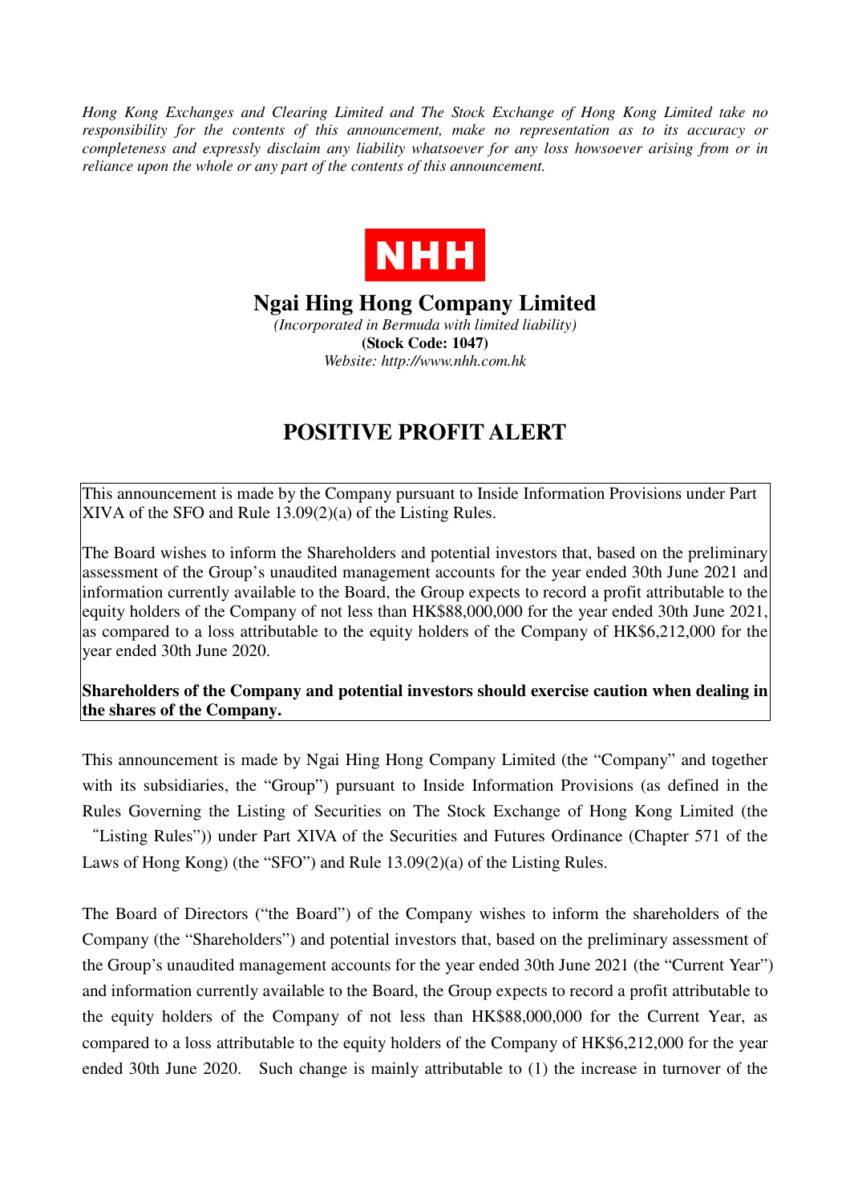*Hong Kong Exchanges and Clearing Limited and The Stock Exchange of Hong Kong Limited take no responsibility for the contents of this announcement, make no representation as to its accuracy or completeness and expressly disclaim any liability whatsoever for any loss howsoever arising from or in reliance upon the whole or any part of the contents of this announcement.*

**NHH**

# Ngai Hing Hong Company Limited

*(Incorporated in Bermuda with limited liability)*

**(Stock Code: 1047)**

*Website: http://www.nhh.com.hk*

# POSITIVE PROFIT ALERT

This announcement is made by the Company pursuant to Inside Information Provisions under Part XIVA of the SFO and Rule 13.09(2)(a) of the Listing Rules.

The Board wishes to inform the Shareholders and potential investors that, based on the preliminary assessment of the Group's unaudited management accounts for the year ended 30th June 2021 and information currently available to the Board, the Group expects to record a profit attributable to the equity holders of the Company of not less than HK$88,000,000 for the year ended 30th June 2021, as compared to a loss attributable to the equity holders of the Company of HK$6,212,000 for the year ended 30th June 2020.

**Shareholders of the Company and potential investors should exercise caution when dealing in the shares of the Company.**

This announcement is made by Ngai Hing Hong Company Limited (the "Company" and together with its subsidiaries, the "Group") pursuant to Inside Information Provisions (as defined in the Rules Governing the Listing of Securities on The Stock Exchange of Hong Kong Limited (the "Listing Rules")) under Part XIVA of the Securities and Futures Ordinance (Chapter 571 of the Laws of Hong Kong) (the "SFO") and Rule 13.09(2)(a) of the Listing Rules.

The Board of Directors ("the Board") of the Company wishes to inform the shareholders of the Company (the "Shareholders") and potential investors that, based on the preliminary assessment of the Group's unaudited management accounts for the year ended 30th June 2021 (the "Current Year") and information currently available to the Board, the Group expects to record a profit attributable to the equity holders of the Company of not less than HK$88,000,000 for the Current Year, as compared to a loss attributable to the equity holders of the Company of HK$6,212,000 for the year ended 30th June 2020. Such change is mainly attributable to (1) the increase in turnover of the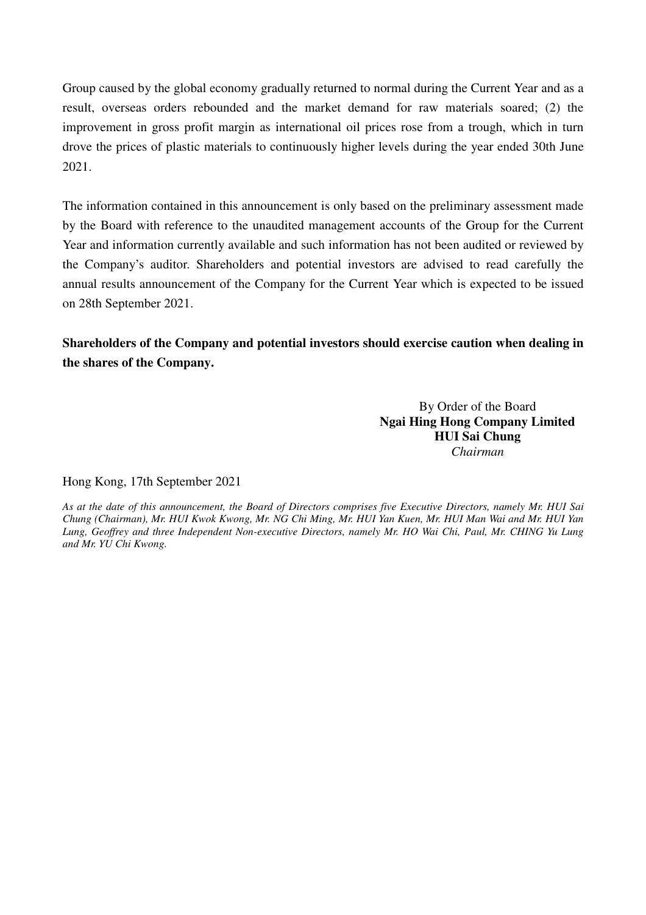Group caused by the global economy gradually returned to normal during the Current Year and as a result, overseas orders rebounded and the market demand for raw materials soared; (2) the improvement in gross profit margin as international oil prices rose from a trough, which in turn drove the prices of plastic materials to continuously higher levels during the year ended 30th June 2021.

The information contained in this announcement is only based on the preliminary assessment made by the Board with reference to the unaudited management accounts of the Group for the Current Year and information currently available and such information has not been audited or reviewed by the Company's auditor. Shareholders and potential investors are advised to read carefully the annual results announcement of the Company for the Current Year which is expected to be issued on 28th September 2021.

**Shareholders of the Company and potential investors should exercise caution when dealing in the shares of the Company.**

By Order of the Board
**Ngai Hing Hong Company Limited**
**HUI Sai Chung**
*Chairman*

Hong Kong, 17th September 2021

*As at the date of this announcement, the Board of Directors comprises five Executive Directors, namely Mr. HUI Sai Chung (Chairman), Mr. HUI Kwok Kwong, Mr. NG Chi Ming, Mr. HUI Yan Kuen, Mr. HUI Man Wai and Mr. HUI Yan Lung, Geoffrey and three Independent Non-executive Directors, namely Mr. HO Wai Chi, Paul, Mr. CHING Yu Lung and Mr. YU Chi Kwong.*